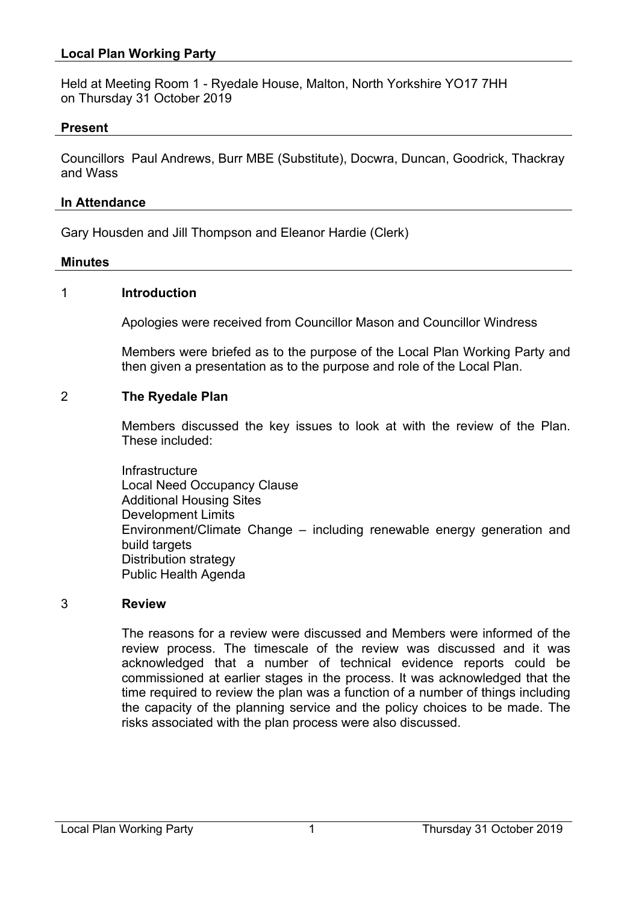## Local Plan Working Party

Held at Meeting Room 1 - Ryedale House, Malton, North Yorkshire YO17 7HH
on Thursday 31 October 2019

### Present

Councillors Paul Andrews, Burr MBE (Substitute), Docwra, Duncan, Goodrick, Thackray and Wass

### In Attendance

Gary Housden and Jill Thompson and Eleanor Hardie (Clerk)

### Minutes

**1 Introduction**

Apologies were received from Councillor Mason and Councillor Windress

Members were briefed as to the purpose of the Local Plan Working Party and then given a presentation as to the purpose and role of the Local Plan.

**2 The Ryedale Plan**

Members discussed the key issues to look at with the review of the Plan. These included:

Infrastructure
Local Need Occupancy Clause
Additional Housing Sites
Development Limits
Environment/Climate Change – including renewable energy generation and build targets
Distribution strategy
Public Health Agenda

**3 Review**

The reasons for a review were discussed and Members were informed of the review process. The timescale of the review was discussed and it was acknowledged that a number of technical evidence reports could be commissioned at earlier stages in the process. It was acknowledged that the time required to review the plan was a function of a number of things including the capacity of the planning service and the policy choices to be made. The risks associated with the plan process were also discussed.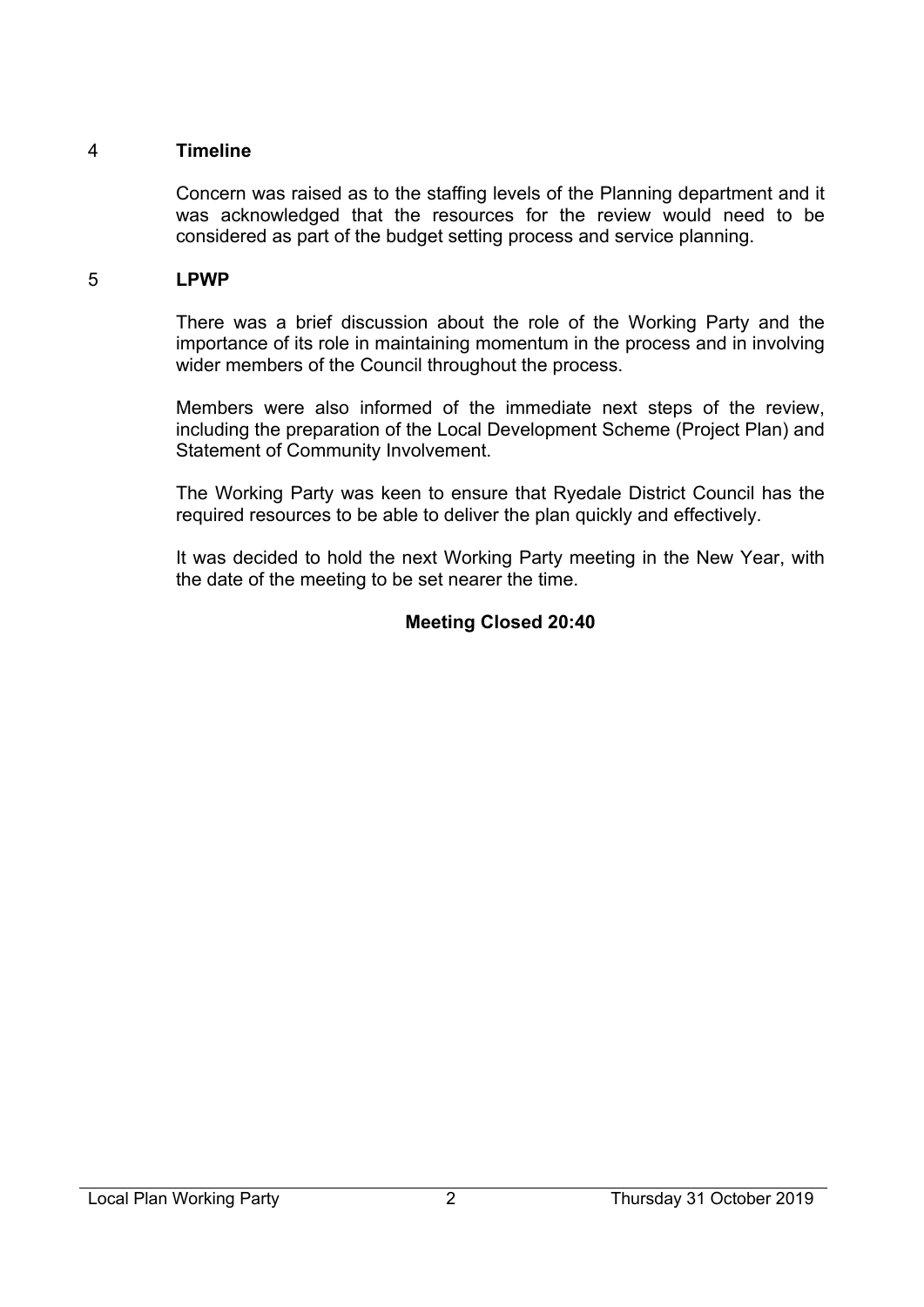## 4 Timeline

Concern was raised as to the staffing levels of the Planning department and it was acknowledged that the resources for the review would need to be considered as part of the budget setting process and service planning.

## 5 LPWP

There was a brief discussion about the role of the Working Party and the importance of its role in maintaining momentum in the process and in involving wider members of the Council throughout the process.

Members were also informed of the immediate next steps of the review, including the preparation of the Local Development Scheme (Project Plan) and Statement of Community Involvement.

The Working Party was keen to ensure that Ryedale District Council has the required resources to be able to deliver the plan quickly and effectively.

It was decided to hold the next Working Party meeting in the New Year, with the date of the meeting to be set nearer the time.

**Meeting Closed 20:40**